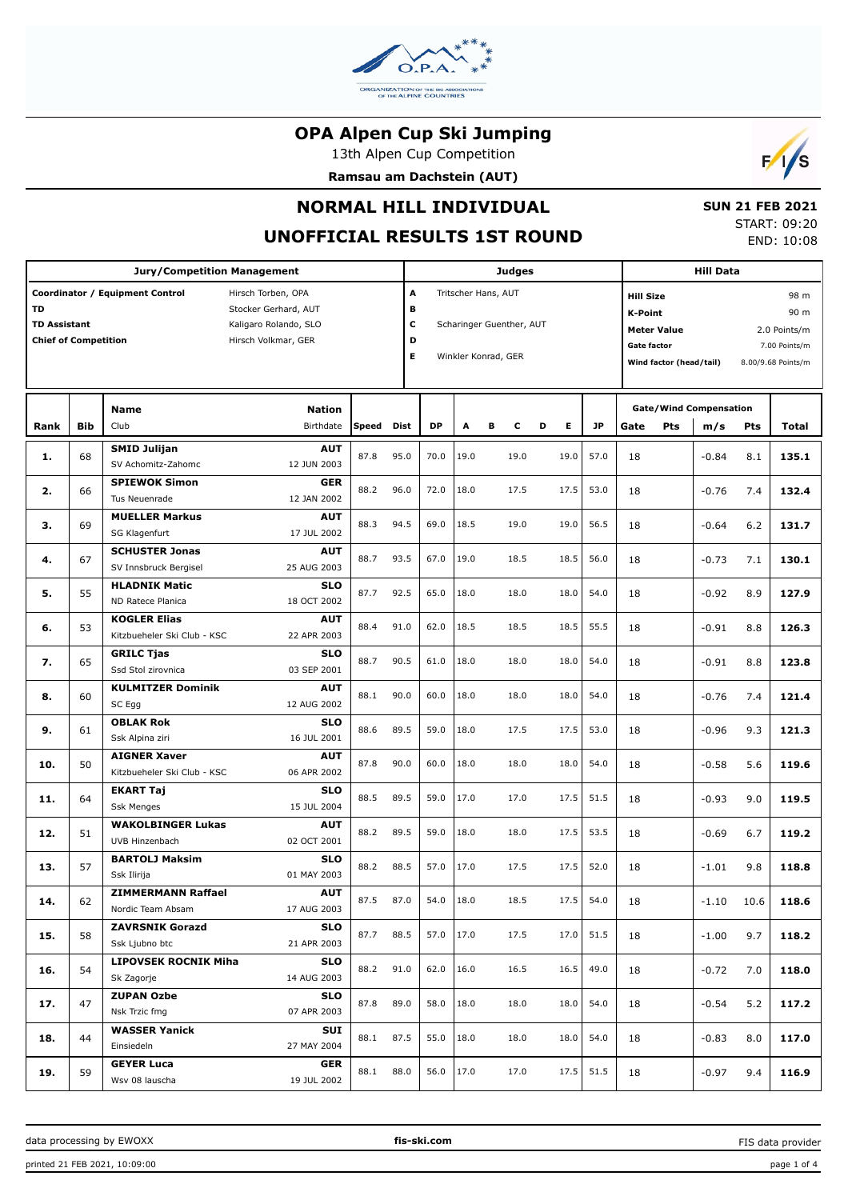# OPA Alpen Cup Ski Jumping

13th Alpen Cup Competition

**Ramsau am Dachstein (AUT)**

## NORMAL HILL INDIVIDUAL

## UNOFFICIAL RESULTS 1ST ROUND

**SUN 21 FEB 2021**
START: 09:20
END: 10:08

| Jury/Competition Management | |
|---|---|
| Coordinator / Equipment Control | Hirsch Torben, OPA |
| TD | Stocker Gerhard, AUT |
| TD Assistant | Kaligaro Rolando, SLO |
| Chief of Competition | Hirsch Volkmar, GER |

| Judges | |
|---|---|
| A | Tritscher Hans, AUT |
| B | |
| C | Scharinger Guenther, AUT |
| D | |
| E | Winkler Konrad, GER |

| Hill Data | |
|---|---|
| Hill Size | 98 m |
| K-Point | 90 m |
| Meter Value | 2.0 Points/m |
| Gate factor | 7.00 Points/m |
| Wind factor (head/tail) | 8.00/9.68 Points/m |

| Rank | Bib | Name / Club | Nation / Birthdate | Speed | Dist | DP | A | B | C | D | E | JP | Gate | Pts | m/s | Pts | Total |
|---|---|---|---|---|---|---|---|---|---|---|---|---|---|---|---|---|---|
| 1. | 68 | **SMID Julijan** SV Achomitz-Zahomc | **AUT** 12 JUN 2003 | 87.8 | 95.0 | 70.0 | 19.0 | | 19.0 | | 19.0 | 57.0 | 18 | | -0.84 | 8.1 | **135.1** |
| 2. | 66 | **SPIEWOK Simon** Tus Neuenrade | **GER** 12 JAN 2002 | 88.2 | 96.0 | 72.0 | 18.0 | | 17.5 | | 17.5 | 53.0 | 18 | | -0.76 | 7.4 | **132.4** |
| 3. | 69 | **MUELLER Markus** SG Klagenfurt | **AUT** 17 JUL 2002 | 88.3 | 94.5 | 69.0 | 18.5 | | 19.0 | | 19.0 | 56.5 | 18 | | -0.64 | 6.2 | **131.7** |
| 4. | 67 | **SCHUSTER Jonas** SV Innsbruck Bergisel | **AUT** 25 AUG 2003 | 88.7 | 93.5 | 67.0 | 19.0 | | 18.5 | | 18.5 | 56.0 | 18 | | -0.73 | 7.1 | **130.1** |
| 5. | 55 | **HLADNIK Matic** ND Ratece Planica | **SLO** 18 OCT 2002 | 87.7 | 92.5 | 65.0 | 18.0 | | 18.0 | | 18.0 | 54.0 | 18 | | -0.92 | 8.9 | **127.9** |
| 6. | 53 | **KOGLER Elias** Kitzbueheler Ski Club - KSC | **AUT** 22 APR 2003 | 88.4 | 91.0 | 62.0 | 18.5 | | 18.5 | | 18.5 | 55.5 | 18 | | -0.91 | 8.8 | **126.3** |
| 7. | 65 | **GRILC Tjas** Ssd Stol zirovnica | **SLO** 03 SEP 2001 | 88.7 | 90.5 | 61.0 | 18.0 | | 18.0 | | 18.0 | 54.0 | 18 | | -0.91 | 8.8 | **123.8** |
| 8. | 60 | **KULMITZER Dominik** SC Egg | **AUT** 12 AUG 2002 | 88.1 | 90.0 | 60.0 | 18.0 | | 18.0 | | 18.0 | 54.0 | 18 | | -0.76 | 7.4 | **121.4** |
| 9. | 61 | **OBLAK Rok** Ssk Alpina ziri | **SLO** 16 JUL 2001 | 88.6 | 89.5 | 59.0 | 18.0 | | 17.5 | | 17.5 | 53.0 | 18 | | -0.96 | 9.3 | **121.3** |
| 10. | 50 | **AIGNER Xaver** Kitzbueheler Ski Club - KSC | **AUT** 06 APR 2002 | 87.8 | 90.0 | 60.0 | 18.0 | | 18.0 | | 18.0 | 54.0 | 18 | | -0.58 | 5.6 | **119.6** |
| 11. | 64 | **EKART Taj** Ssk Menges | **SLO** 15 JUL 2004 | 88.5 | 89.5 | 59.0 | 17.0 | | 17.0 | | 17.5 | 51.5 | 18 | | -0.93 | 9.0 | **119.5** |
| 12. | 51 | **WAKOLBINGER Lukas** UVB Hinzenbach | **AUT** 02 OCT 2001 | 88.2 | 89.5 | 59.0 | 18.0 | | 18.0 | | 17.5 | 53.5 | 18 | | -0.69 | 6.7 | **119.2** |
| 13. | 57 | **BARTOLJ Maksim** Ssk Ilirija | **SLO** 01 MAY 2003 | 88.2 | 88.5 | 57.0 | 17.0 | | 17.5 | | 17.5 | 52.0 | 18 | | -1.01 | 9.8 | **118.8** |
| 14. | 62 | **ZIMMERMANN Raffael** Nordic Team Absam | **AUT** 17 AUG 2003 | 87.5 | 87.0 | 54.0 | 18.0 | | 18.5 | | 17.5 | 54.0 | 18 | | -1.10 | 10.6 | **118.6** |
| 15. | 58 | **ZAVRSNIK Gorazd** Ssk Ljubno btc | **SLO** 21 APR 2003 | 87.7 | 88.5 | 57.0 | 17.0 | | 17.5 | | 17.0 | 51.5 | 18 | | -1.00 | 9.7 | **118.2** |
| 16. | 54 | **LIPOVSEK ROCNIK Miha** Sk Zagorje | **SLO** 14 AUG 2003 | 88.2 | 91.0 | 62.0 | 16.0 | | 16.5 | | 16.5 | 49.0 | 18 | | -0.72 | 7.0 | **118.0** |
| 17. | 47 | **ZUPAN Ozbe** Nsk Trzic fmg | **SLO** 07 APR 2003 | 87.8 | 89.0 | 58.0 | 18.0 | | 18.0 | | 18.0 | 54.0 | 18 | | -0.54 | 5.2 | **117.2** |
| 18. | 44 | **WASSER Yanick** Einsiedeln | **SUI** 27 MAY 2004 | 88.1 | 87.5 | 55.0 | 18.0 | | 18.0 | | 18.0 | 54.0 | 18 | | -0.83 | 8.0 | **117.0** |
| 19. | 59 | **GEYER Luca** Wsv 08 lauscha | **GER** 19 JUL 2002 | 88.1 | 88.0 | 56.0 | 17.0 | | 17.0 | | 17.5 | 51.5 | 18 | | -0.97 | 9.4 | **116.9** |

data processing by EWOXX — fis-ski.com — FIS data provider

printed 21 FEB 2021, 10:09:00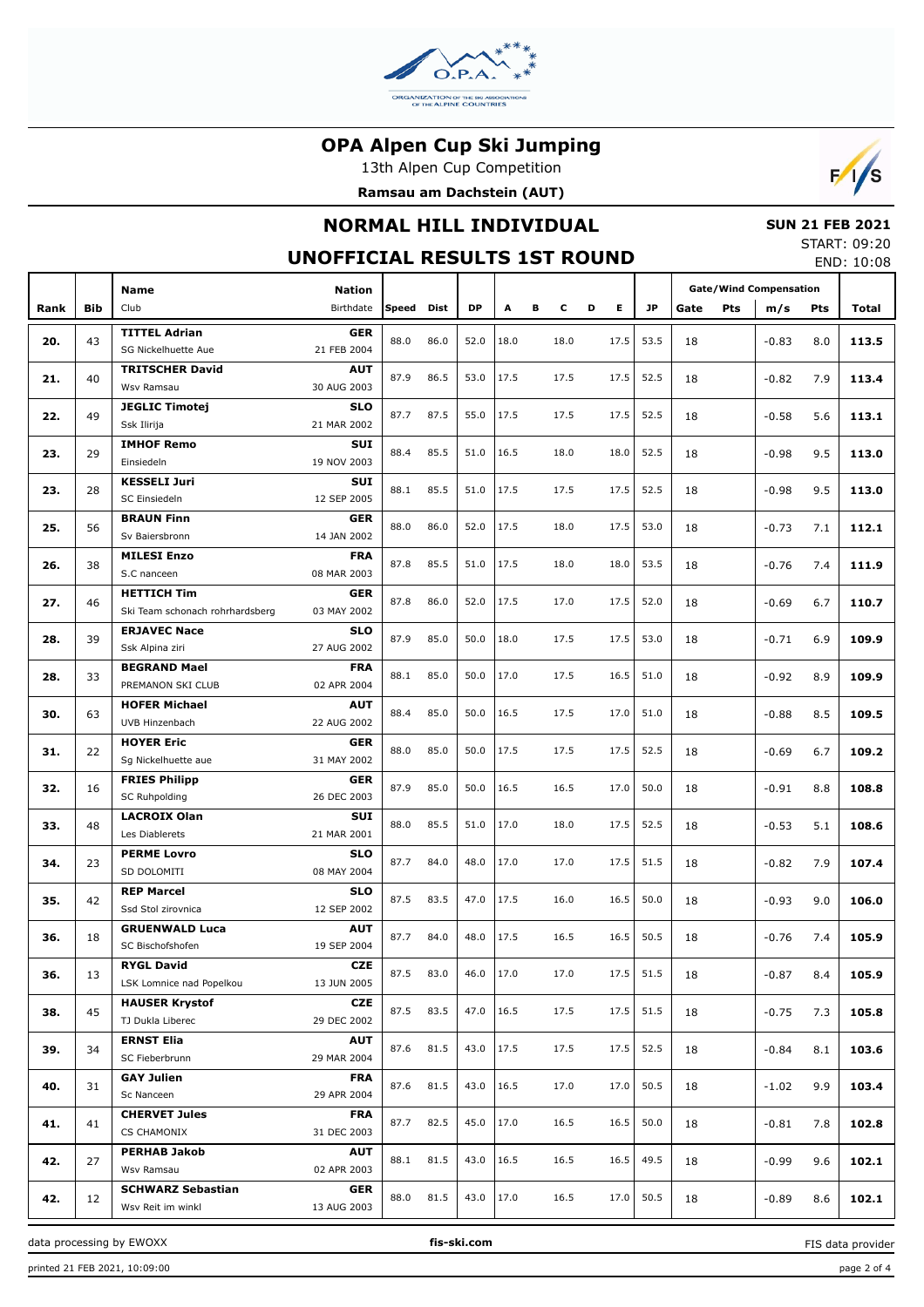# OPA Alpen Cup Ski Jumping

13th Alpen Cup Competition

**Ramsau am Dachstein (AUT)**

## NORMAL HILL INDIVIDUAL

**SUN 21 FEB 2021**

START: 09:20

END: 10:08

## UNOFFICIAL RESULTS 1ST ROUND

| Rank | Bib | Name / Club | Nation / Birthdate | Speed | Dist | DP | A | B | C | D | E | JP | Gate | Pts | m/s | Pts | Total |
|---|---|---|---|---|---|---|---|---|---|---|---|---|---|---|---|---|---|
| 20. | 43 | **TITTEL Adrian** SG Nickelhuette Aue | **GER** 21 FEB 2004 | 88.0 | 86.0 | 52.0 | 18.0 | | 18.0 | | 17.5 | 53.5 | 18 | | -0.83 | 8.0 | **113.5** |
| 21. | 40 | **TRITSCHER David** Wsv Ramsau | **AUT** 30 AUG 2003 | 87.9 | 86.5 | 53.0 | 17.5 | | 17.5 | | 17.5 | 52.5 | 18 | | -0.82 | 7.9 | **113.4** |
| 22. | 49 | **JEGLIC Timotej** Ssk Ilirija | **SLO** 21 MAR 2002 | 87.7 | 87.5 | 55.0 | 17.5 | | 17.5 | | 17.5 | 52.5 | 18 | | -0.58 | 5.6 | **113.1** |
| 23. | 29 | **IMHOF Remo** Einsiedeln | **SUI** 19 NOV 2003 | 88.4 | 85.5 | 51.0 | 16.5 | | 18.0 | | 18.0 | 52.5 | 18 | | -0.98 | 9.5 | **113.0** |
| 23. | 28 | **KESSELI Juri** SC Einsiedeln | **SUI** 12 SEP 2005 | 88.1 | 85.5 | 51.0 | 17.5 | | 17.5 | | 17.5 | 52.5 | 18 | | -0.98 | 9.5 | **113.0** |
| 25. | 56 | **BRAUN Finn** Sv Baiersbronn | **GER** 14 JAN 2002 | 88.0 | 86.0 | 52.0 | 17.5 | | 18.0 | | 17.5 | 53.0 | 18 | | -0.73 | 7.1 | **112.1** |
| 26. | 38 | **MILESI Enzo** S.C nanceen | **FRA** 08 MAR 2003 | 87.8 | 85.5 | 51.0 | 17.5 | | 18.0 | | 18.0 | 53.5 | 18 | | -0.76 | 7.4 | **111.9** |
| 27. | 46 | **HETTICH Tim** Ski Team schonach rohrhardsberg | **GER** 03 MAY 2002 | 87.8 | 86.0 | 52.0 | 17.5 | | 17.0 | | 17.5 | 52.0 | 18 | | -0.69 | 6.7 | **110.7** |
| 28. | 39 | **ERJAVEC Nace** Ssk Alpina ziri | **SLO** 27 AUG 2002 | 87.9 | 85.0 | 50.0 | 18.0 | | 17.5 | | 17.5 | 53.0 | 18 | | -0.71 | 6.9 | **109.9** |
| 28. | 33 | **BEGRAND Mael** PREMANON SKI CLUB | **FRA** 02 APR 2004 | 88.1 | 85.0 | 50.0 | 17.0 | | 17.5 | | 16.5 | 51.0 | 18 | | -0.92 | 8.9 | **109.9** |
| 30. | 63 | **HOFER Michael** UVB Hinzenbach | **AUT** 22 AUG 2002 | 88.4 | 85.0 | 50.0 | 16.5 | | 17.5 | | 17.0 | 51.0 | 18 | | -0.88 | 8.5 | **109.5** |
| 31. | 22 | **HOYER Eric** Sg Nickelhuette aue | **GER** 31 MAY 2002 | 88.0 | 85.0 | 50.0 | 17.5 | | 17.5 | | 17.5 | 52.5 | 18 | | -0.69 | 6.7 | **109.2** |
| 32. | 16 | **FRIES Philipp** SC Ruhpolding | **GER** 26 DEC 2003 | 87.9 | 85.0 | 50.0 | 16.5 | | 16.5 | | 17.0 | 50.0 | 18 | | -0.91 | 8.8 | **108.8** |
| 33. | 48 | **LACROIX Olan** Les Diablerets | **SUI** 21 MAR 2001 | 88.0 | 85.5 | 51.0 | 17.0 | | 18.0 | | 17.5 | 52.5 | 18 | | -0.53 | 5.1 | **108.6** |
| 34. | 23 | **PERME Lovro** SD DOLOMITI | **SLO** 08 MAY 2004 | 87.7 | 84.0 | 48.0 | 17.0 | | 17.0 | | 17.5 | 51.5 | 18 | | -0.82 | 7.9 | **107.4** |
| 35. | 42 | **REP Marcel** Ssd Stol zirovnica | **SLO** 12 SEP 2002 | 87.5 | 83.5 | 47.0 | 17.5 | | 16.0 | | 16.5 | 50.0 | 18 | | -0.93 | 9.0 | **106.0** |
| 36. | 18 | **GRUENWALD Luca** SC Bischofshofen | **AUT** 19 SEP 2004 | 87.7 | 84.0 | 48.0 | 17.5 | | 16.5 | | 16.5 | 50.5 | 18 | | -0.76 | 7.4 | **105.9** |
| 36. | 13 | **RYGL David** LSK Lomnice nad Popelkou | **CZE** 13 JUN 2005 | 87.5 | 83.0 | 46.0 | 17.0 | | 17.0 | | 17.5 | 51.5 | 18 | | -0.87 | 8.4 | **105.9** |
| 38. | 45 | **HAUSER Krystof** TJ Dukla Liberec | **CZE** 29 DEC 2002 | 87.5 | 83.5 | 47.0 | 16.5 | | 17.5 | | 17.5 | 51.5 | 18 | | -0.75 | 7.3 | **105.8** |
| 39. | 34 | **ERNST Elia** SC Fieberbrunn | **AUT** 29 MAR 2004 | 87.6 | 81.5 | 43.0 | 17.5 | | 17.5 | | 17.5 | 52.5 | 18 | | -0.84 | 8.1 | **103.6** |
| 40. | 31 | **GAY Julien** Sc Nanceen | **FRA** 29 APR 2004 | 87.6 | 81.5 | 43.0 | 16.5 | | 17.0 | | 17.0 | 50.5 | 18 | | -1.02 | 9.9 | **103.4** |
| 41. | 41 | **CHERVET Jules** CS CHAMONIX | **FRA** 31 DEC 2003 | 87.7 | 82.5 | 45.0 | 17.0 | | 16.5 | | 16.5 | 50.0 | 18 | | -0.81 | 7.8 | **102.8** |
| 42. | 27 | **PERHAB Jakob** Wsv Ramsau | **AUT** 02 APR 2003 | 88.1 | 81.5 | 43.0 | 16.5 | | 16.5 | | 16.5 | 49.5 | 18 | | -0.99 | 9.6 | **102.1** |
| 42. | 12 | **SCHWARZ Sebastian** Wsv Reit im winkl | **GER** 13 AUG 2003 | 88.0 | 81.5 | 43.0 | 17.0 | | 16.5 | | 17.0 | 50.5 | 18 | | -0.89 | 8.6 | **102.1** |

data processing by EWOXX — fis-ski.com — FIS data provider

printed 21 FEB 2021, 10:09:00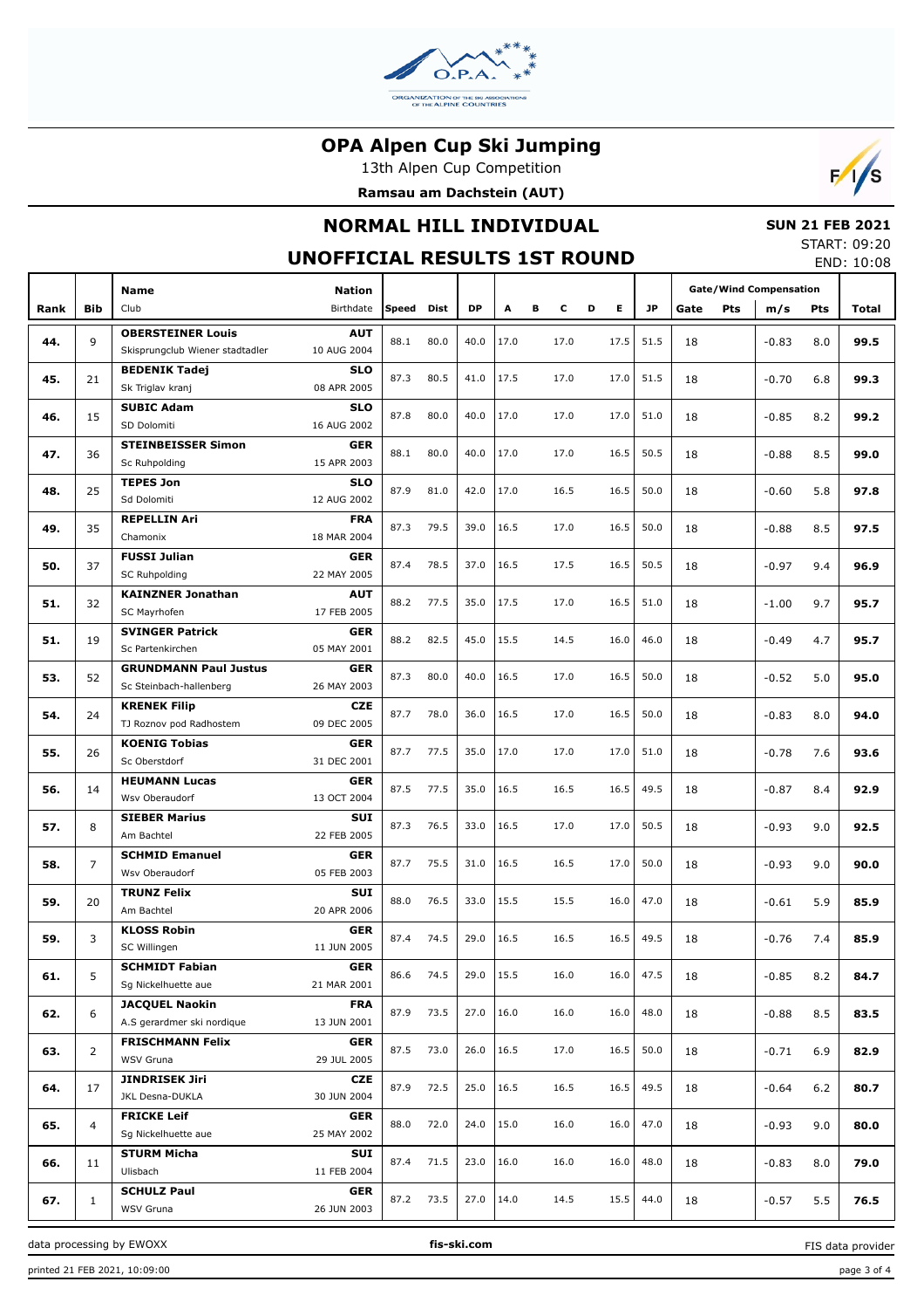# OPA Alpen Cup Ski Jumping

13th Alpen Cup Competition

**Ramsau am Dachstein (AUT)**

## NORMAL HILL INDIVIDUAL

**SUN 21 FEB 2021**

START: 09:20

END: 10:08

## UNOFFICIAL RESULTS 1ST ROUND

| Rank | Bib | Name<br>Club | Nation<br>Birthdate | Speed | Dist | DP | A | B | C | D | E | JP | Gate/Wind Compensation<br>Gate | <br>Pts | <br>m/s | <br>Pts | Total |
|---|---|---|---|---|---|---|---|---|---|---|---|---|---|---|---|---|---|
| 44. | 9 | **OBERSTEINER Louis**<br>Skispringclub Wiener stadtadler | **AUT**<br>10 AUG 2004 | 88.1 | 80.0 | 40.0 | 17.0 | | 17.0 | | 17.5 | 51.5 | 18 | | -0.83 | 8.0 | **99.5** |
| 45. | 21 | **BEDENIK Tadej**<br>Sk Triglav kranj | **SLO**<br>08 APR 2005 | 87.3 | 80.5 | 41.0 | 17.5 | | 17.0 | | 17.0 | 51.5 | 18 | | -0.70 | 6.8 | **99.3** |
| 46. | 15 | **SUBIC Adam**<br>SD Dolomiti | **SLO**<br>16 AUG 2002 | 87.8 | 80.0 | 40.0 | 17.0 | | 17.0 | | 17.0 | 51.0 | 18 | | -0.85 | 8.2 | **99.2** |
| 47. | 36 | **STEINBEISSER Simon**<br>Sc Ruhpolding | **GER**<br>15 APR 2003 | 88.1 | 80.0 | 40.0 | 17.0 | | 17.0 | | 16.5 | 50.5 | 18 | | -0.88 | 8.5 | **99.0** |
| 48. | 25 | **TEPES Jon**<br>Sd Dolomiti | **SLO**<br>12 AUG 2002 | 87.9 | 81.0 | 42.0 | 17.0 | | 16.5 | | 16.5 | 50.0 | 18 | | -0.60 | 5.8 | **97.8** |
| 49. | 35 | **REPELLIN Ari**<br>Chamonix | **FRA**<br>18 MAR 2004 | 87.3 | 79.5 | 39.0 | 16.5 | | 17.0 | | 16.5 | 50.0 | 18 | | -0.88 | 8.5 | **97.5** |
| 50. | 37 | **FUSSI Julian**<br>SC Ruhpolding | **GER**<br>22 MAY 2005 | 87.4 | 78.5 | 37.0 | 16.5 | | 17.5 | | 16.5 | 50.5 | 18 | | -0.97 | 9.4 | **96.9** |
| 51. | 32 | **KAINZNER Jonathan**<br>SC Mayrhofen | **AUT**<br>17 FEB 2005 | 88.2 | 77.5 | 35.0 | 17.5 | | 17.0 | | 16.5 | 51.0 | 18 | | -1.00 | 9.7 | **95.7** |
| 51. | 19 | **SVINGER Patrick**<br>Sc Partenkirchen | **GER**<br>05 MAY 2001 | 88.2 | 82.5 | 45.0 | 15.5 | | 14.5 | | 16.0 | 46.0 | 18 | | -0.49 | 4.7 | **95.7** |
| 53. | 52 | **GRUNDMANN Paul Justus**<br>Sc Steinbach-hallenberg | **GER**<br>26 MAY 2003 | 87.3 | 80.0 | 40.0 | 16.5 | | 17.0 | | 16.5 | 50.0 | 18 | | -0.52 | 5.0 | **95.0** |
| 54. | 24 | **KRENEK Filip**<br>TJ Roznov pod Radhostem | **CZE**<br>09 DEC 2005 | 87.7 | 78.0 | 36.0 | 16.5 | | 17.0 | | 16.5 | 50.0 | 18 | | -0.83 | 8.0 | **94.0** |
| 55. | 26 | **KOENIG Tobias**<br>Sc Oberstdorf | **GER**<br>31 DEC 2001 | 87.7 | 77.5 | 35.0 | 17.0 | | 17.0 | | 17.0 | 51.0 | 18 | | -0.78 | 7.6 | **93.6** |
| 56. | 14 | **HEUMANN Lucas**<br>Wsv Oberaudorf | **GER**<br>13 OCT 2004 | 87.5 | 77.5 | 35.0 | 16.5 | | 16.5 | | 16.5 | 49.5 | 18 | | -0.87 | 8.4 | **92.9** |
| 57. | 8 | **SIEBER Marius**<br>Am Bachtel | **SUI**<br>22 FEB 2005 | 87.3 | 76.5 | 33.0 | 16.5 | | 17.0 | | 17.0 | 50.5 | 18 | | -0.93 | 9.0 | **92.5** |
| 58. | 7 | **SCHMID Emanuel**<br>Wsv Oberaudorf | **GER**<br>05 FEB 2003 | 87.7 | 75.5 | 31.0 | 16.5 | | 16.5 | | 17.0 | 50.0 | 18 | | -0.93 | 9.0 | **90.0** |
| 59. | 20 | **TRUNZ Felix**<br>Am Bachtel | **SUI**<br>20 APR 2006 | 88.0 | 76.5 | 33.0 | 15.5 | | 15.5 | | 16.0 | 47.0 | 18 | | -0.61 | 5.9 | **85.9** |
| 59. | 3 | **KLOSS Robin**<br>SC Willingen | **GER**<br>11 JUN 2005 | 87.4 | 74.5 | 29.0 | 16.5 | | 16.5 | | 16.5 | 49.5 | 18 | | -0.76 | 7.4 | **85.9** |
| 61. | 5 | **SCHMIDT Fabian**<br>Sg Nickelhuette aue | **GER**<br>21 MAR 2001 | 86.6 | 74.5 | 29.0 | 15.5 | | 16.0 | | 16.0 | 47.5 | 18 | | -0.85 | 8.2 | **84.7** |
| 62. | 6 | **JACQUEL Naokin**<br>A.S gerardmer ski nordique | **FRA**<br>13 JUN 2001 | 87.9 | 73.5 | 27.0 | 16.0 | | 16.0 | | 16.0 | 48.0 | 18 | | -0.88 | 8.5 | **83.5** |
| 63. | 2 | **FRISCHMANN Felix**<br>WSV Gruna | **GER**<br>29 JUL 2005 | 87.5 | 73.0 | 26.0 | 16.5 | | 17.0 | | 16.5 | 50.0 | 18 | | -0.71 | 6.9 | **82.9** |
| 64. | 17 | **JINDRISEK Jiri**<br>JKL Desna-DUKLA | **CZE**<br>30 JUN 2004 | 87.9 | 72.5 | 25.0 | 16.5 | | 16.5 | | 16.5 | 49.5 | 18 | | -0.64 | 6.2 | **80.7** |
| 65. | 4 | **FRICKE Leif**<br>Sg Nickelhuette aue | **GER**<br>25 MAY 2002 | 88.0 | 72.0 | 24.0 | 15.0 | | 16.0 | | 16.0 | 47.0 | 18 | | -0.93 | 9.0 | **80.0** |
| 66. | 11 | **STURM Micha**<br>Ulisbach | **SUI**<br>11 FEB 2004 | 87.4 | 71.5 | 23.0 | 16.0 | | 16.0 | | 16.0 | 48.0 | 18 | | -0.83 | 8.0 | **79.0** |
| 67. | 1 | **SCHULZ Paul**<br>WSV Gruna | **GER**<br>26 JUN 2003 | 87.2 | 73.5 | 27.0 | 14.0 | | 14.5 | | 15.5 | 44.0 | 18 | | -0.57 | 5.5 | **76.5** |

data processing by EWOXX | fis-ski.com | FIS data provider

printed 21 FEB 2021, 10:09:00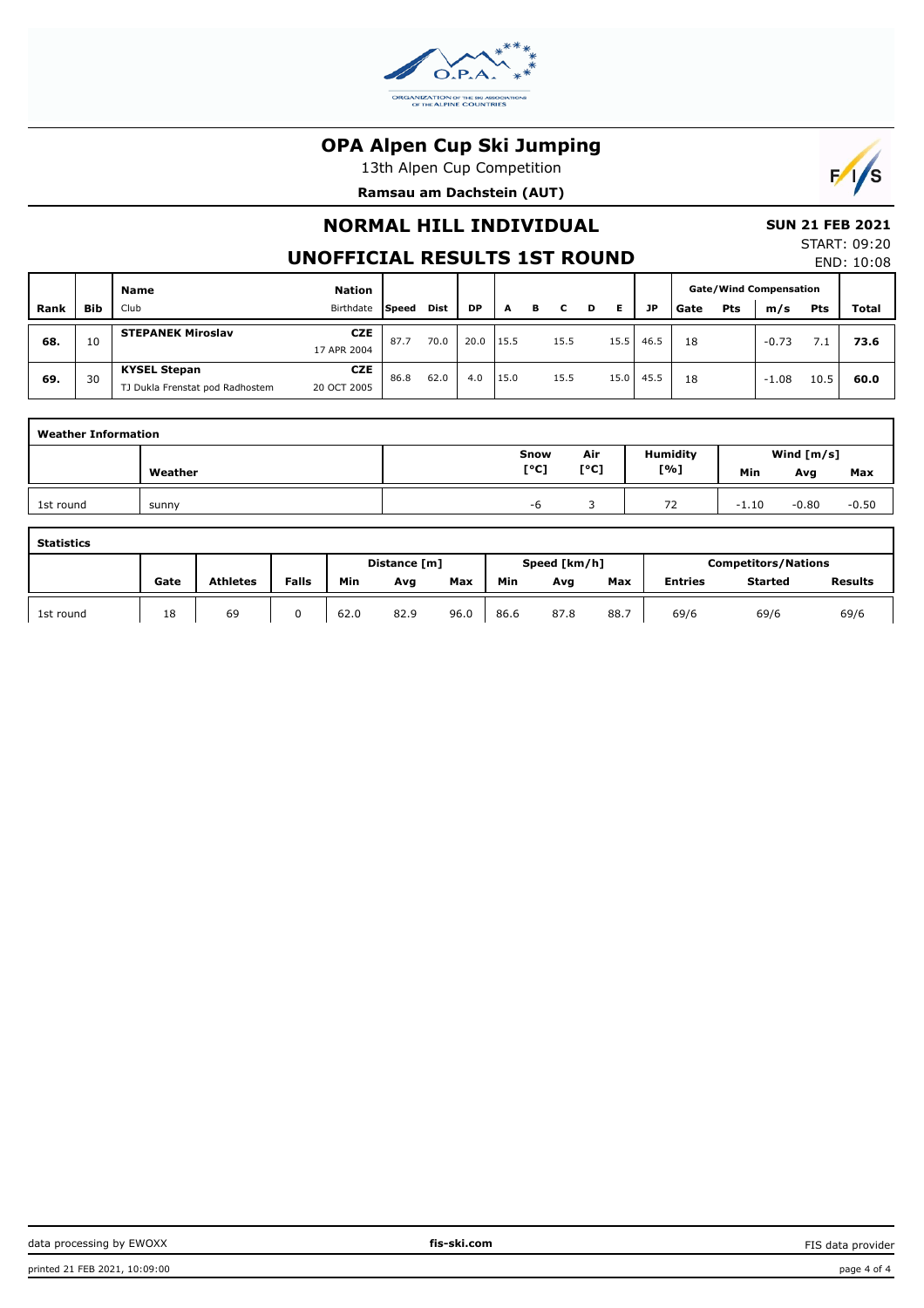# OPA Alpen Cup Ski Jumping

13th Alpen Cup Competition

**Ramsau am Dachstein (AUT)**

## NORMAL HILL INDIVIDUAL

**SUN 21 FEB 2021**

START: 09:20
END: 10:08

## UNOFFICIAL RESULTS 1ST ROUND

| Rank | Bib | Name / Club | Nation / Birthdate | Speed | Dist | DP | A | B | C | D | E | JP | Gate | Pts (Gate) | m/s | Pts (Wind) | Total |
|---|---|---|---|---|---|---|---|---|---|---|---|---|---|---|---|---|---|
| 68. | 10 | **STEPANEK Miroslav** | **CZE** 17 APR 2004 | 87.7 | 70.0 | 20.0 | 15.5 | | 15.5 | | 15.5 | 46.5 | 18 | | -0.73 | 7.1 | **73.6** |
| 69. | 30 | **KYSEL Stepan** TJ Dukla Frenstat pod Radhostem | **CZE** 20 OCT 2005 | 86.8 | 62.0 | 4.0 | 15.0 | | 15.5 | | 15.0 | 45.5 | 18 | | -1.08 | 10.5 | **60.0** |

### Weather Information

| | Weather | Snow [°C] | Air [°C] | Humidity [%] | Wind Min [m/s] | Wind Avg [m/s] | Wind Max [m/s] |
|---|---|---|---|---|---|---|---|
| 1st round | sunny | -6 | 3 | 72 | -1.10 | -0.80 | -0.50 |

### Statistics

| | Gate | Athletes | Falls | Distance Min [m] | Distance Avg [m] | Distance Max [m] | Speed Min [km/h] | Speed Avg [km/h] | Speed Max [km/h] | Entries | Started | Results |
|---|---|---|---|---|---|---|---|---|---|---|---|---|
| 1st round | 18 | 69 | 0 | 62.0 | 82.9 | 96.0 | 86.6 | 87.8 | 88.7 | 69/6 | 69/6 | 69/6 |

data processing by EWOXX | fis-ski.com | FIS data provider

printed 21 FEB 2021, 10:09:00